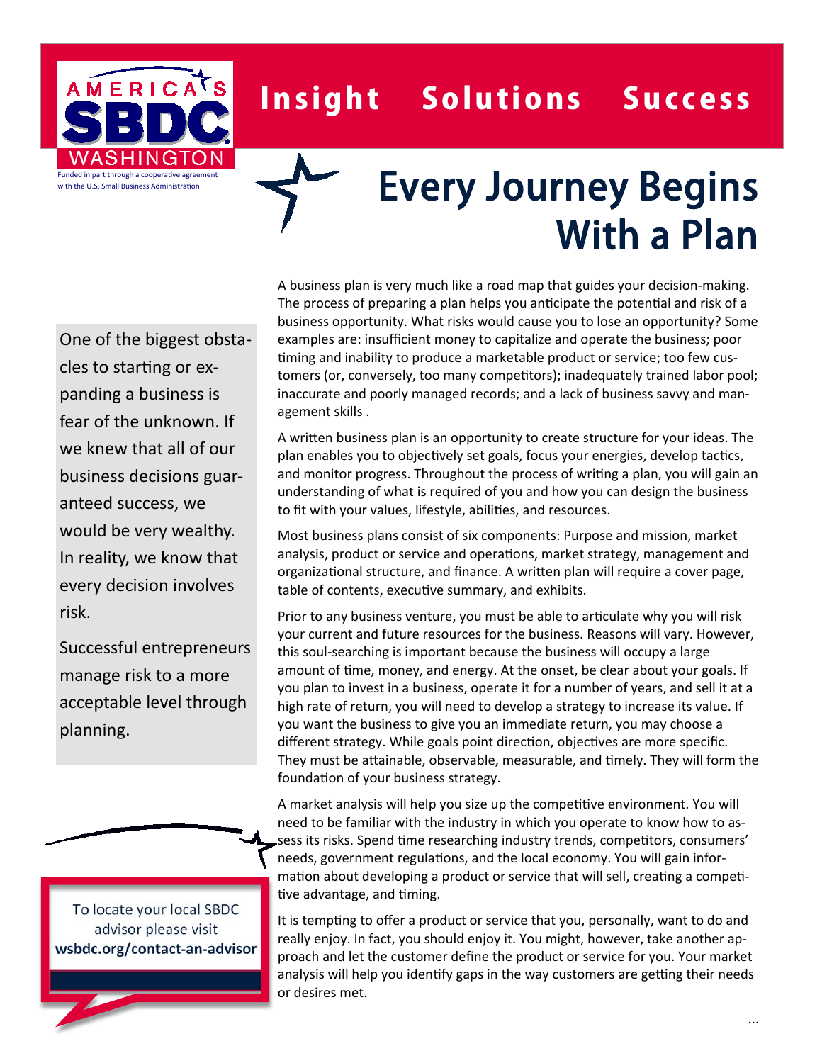AMERICA'S SBDC WASHINGTON

Funded in part through a cooperative agreement with the U.S. Small Business Administration

**Insight Solutions Success**

# Every Journey Begins With a Plan

One of the biggest obstacles to starting or expanding a business is fear of the unknown. If we knew that all of our business decisions guaranteed success, we would be very wealthy. In reality, we know that every decision involves risk.

Successful entrepreneurs manage risk to a more acceptable level through planning.

To locate your local SBDC advisor please visit **wsbdc.org/contact-an-advisor**

A business plan is very much like a road map that guides your decision-making. The process of preparing a plan helps you anticipate the potential and risk of a business opportunity. What risks would cause you to lose an opportunity? Some examples are: insufficient money to capitalize and operate the business; poor timing and inability to produce a marketable product or service; too few customers (or, conversely, too many competitors); inadequately trained labor pool; inaccurate and poorly managed records; and a lack of business savvy and management skills .

A written business plan is an opportunity to create structure for your ideas. The plan enables you to objectively set goals, focus your energies, develop tactics, and monitor progress. Throughout the process of writing a plan, you will gain an understanding of what is required of you and how you can design the business to fit with your values, lifestyle, abilities, and resources.

Most business plans consist of six components: Purpose and mission, market analysis, product or service and operations, market strategy, management and organizational structure, and finance. A written plan will require a cover page, table of contents, executive summary, and exhibits.

Prior to any business venture, you must be able to articulate why you will risk your current and future resources for the business. Reasons will vary. However, this soul-searching is important because the business will occupy a large amount of time, money, and energy. At the onset, be clear about your goals. If you plan to invest in a business, operate it for a number of years, and sell it at a high rate of return, you will need to develop a strategy to increase its value. If you want the business to give you an immediate return, you may choose a different strategy. While goals point direction, objectives are more specific. They must be attainable, observable, measurable, and timely. They will form the foundation of your business strategy.

A market analysis will help you size up the competitive environment. You will need to be familiar with the industry in which you operate to know how to assess its risks. Spend time researching industry trends, competitors, consumers' needs, government regulations, and the local economy. You will gain information about developing a product or service that will sell, creating a competitive advantage, and timing.

It is tempting to offer a product or service that you, personally, want to do and really enjoy. In fact, you should enjoy it. You might, however, take another approach and let the customer define the product or service for you. Your market analysis will help you identify gaps in the way customers are getting their needs or desires met.

...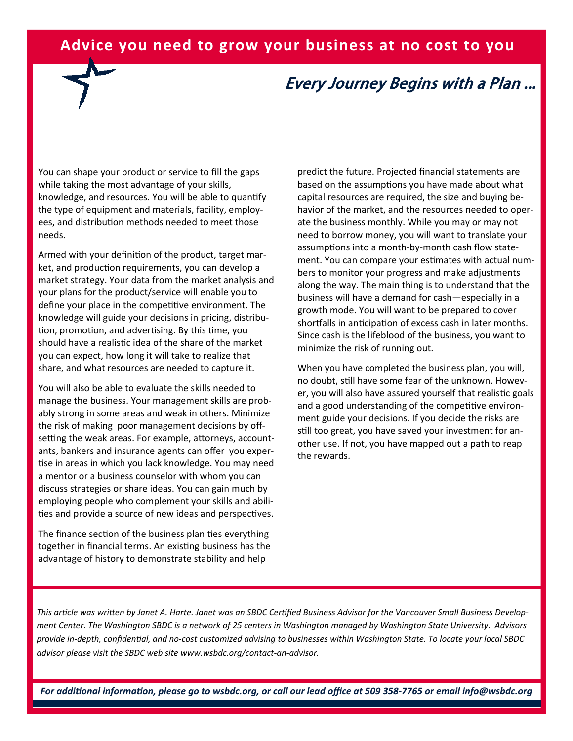**Advice you need to grow your business at no cost to you**

## *Every Journey Begins with a Plan …*

You can shape your product or service to fill the gaps while taking the most advantage of your skills, knowledge, and resources. You will be able to quantify the type of equipment and materials, facility, employees, and distribution methods needed to meet those needs.

Armed with your definition of the product, target market, and production requirements, you can develop a market strategy. Your data from the market analysis and your plans for the product/service will enable you to define your place in the competitive environment. The knowledge will guide your decisions in pricing, distribution, promotion, and advertising. By this time, you should have a realistic idea of the share of the market you can expect, how long it will take to realize that share, and what resources are needed to capture it.

You will also be able to evaluate the skills needed to manage the business. Your management skills are probably strong in some areas and weak in others. Minimize the risk of making poor management decisions by offsetting the weak areas. For example, attorneys, accountants, bankers and insurance agents can offer you expertise in areas in which you lack knowledge. You may need a mentor or a business counselor with whom you can discuss strategies or share ideas. You can gain much by employing people who complement your skills and abilities and provide a source of new ideas and perspectives.

The finance section of the business plan ties everything together in financial terms. An existing business has the advantage of history to demonstrate stability and help predict the future. Projected financial statements are based on the assumptions you have made about what capital resources are required, the size and buying behavior of the market, and the resources needed to operate the business monthly. While you may or may not need to borrow money, you will want to translate your assumptions into a month-by-month cash flow statement. You can compare your estimates with actual numbers to monitor your progress and make adjustments along the way. The main thing is to understand that the business will have a demand for cash—especially in a growth mode. You will want to be prepared to cover shortfalls in anticipation of excess cash in later months. Since cash is the lifeblood of the business, you want to minimize the risk of running out.

When you have completed the business plan, you will, no doubt, still have some fear of the unknown. However, you will also have assured yourself that realistic goals and a good understanding of the competitive environment guide your decisions. If you decide the risks are still too great, you have saved your investment for another use. If not, you have mapped out a path to reap the rewards.

*This article was written by Janet A. Harte. Janet was an SBDC Certified Business Advisor for the Vancouver Small Business Development Center. The Washington SBDC is a network of 25 centers in Washington managed by Washington State University. Advisors provide in-depth, confidential, and no-cost customized advising to businesses within Washington State. To locate your local SBDC advisor please visit the SBDC web site www.wsbdc.org/contact-an-advisor.*

***For additional information, please go to wsbdc.org, or call our lead office at 509 358-7765 or email info@wsbdc.org***